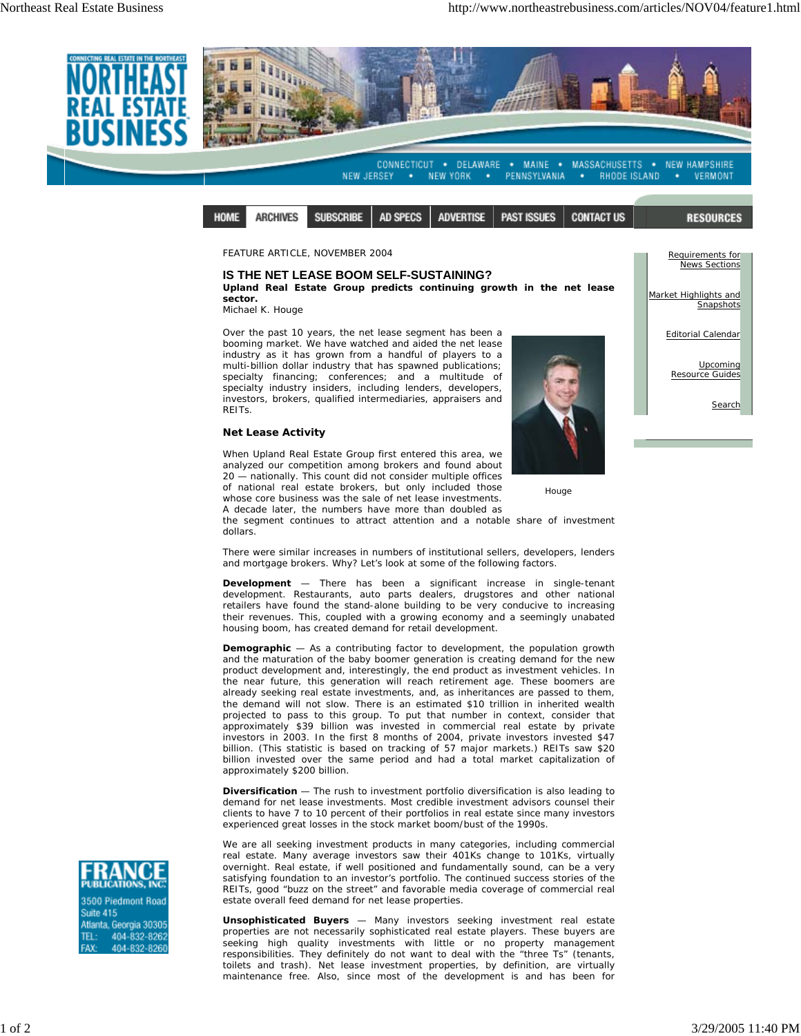FEATURE ARTICLE, NOVEMBER 2004

# IS THE NET LEASE BOOM SELF-SUSTAINING?

**Upland Real Estate Group predicts continuing growth in the net lease sector.**

Michael K. Houge

Over the past 10 years, the net lease segment has been a booming market. We have watched and aided the net lease industry as it has grown from a handful of players to a multi-billion dollar industry that has spawned publications; specialty financing; conferences; and a multitude of specialty industry insiders, including lenders, developers, investors, brokers, qualified intermediaries, appraisers and REITs.

Houge

## Net Lease Activity

When Upland Real Estate Group first entered this area, we analyzed our competition among brokers and found about 20 — nationally. This count did not consider multiple offices of national real estate brokers, but only included those whose core business was the sale of net lease investments. A decade later, the numbers have more than doubled as the segment continues to attract attention and a notable share of investment dollars.

There were similar increases in numbers of institutional sellers, developers, lenders and mortgage brokers. Why? Let's look at some of the following factors.

**Development** — There has been a significant increase in single-tenant development. Restaurants, auto parts dealers, drugstores and other national retailers have found the stand-alone building to be very conducive to increasing their revenues. This, coupled with a growing economy and a seemingly unabated housing boom, has created demand for retail development.

**Demographic** — As a contributing factor to development, the population growth and the maturation of the baby boomer generation is creating demand for the new product development and, interestingly, the end product as investment vehicles. In the near future, this generation will reach retirement age. These boomers are already seeking real estate investments, and, as inheritances are passed to them, the demand will not slow. There is an estimated $10 trillion in inherited wealth projected to pass to this group. To put that number in context, consider that approximately $39 billion was invested in commercial real estate by private investors in 2003. In the first 8 months of 2004, private investors invested $47 billion. (This statistic is based on tracking of 57 major markets.) REITs saw $20 billion invested over the same period and had a total market capitalization of approximately $200 billion.

**Diversification** — The rush to investment portfolio diversification is also leading to demand for net lease investments. Most credible investment advisors counsel their clients to have 7 to 10 percent of their portfolios in real estate since many investors experienced great losses in the stock market boom/bust of the 1990s.

We are all seeking investment products in many categories, including commercial real estate. Many average investors saw their 401Ks change to 101Ks, virtually overnight. Real estate, if well positioned and fundamentally sound, can be a very satisfying foundation to an investor's portfolio. The continued success stories of the REITs, good "buzz on the street" and favorable media coverage of commercial real estate overall feed demand for net lease properties.

**Unsophisticated Buyers** — Many investors seeking investment real estate properties are not necessarily sophisticated real estate players. These buyers are seeking high quality investments with little or no property management responsibilities. They definitely do not want to deal with the "three Ts" (tenants, toilets and trash). Net lease investment properties, by definition, are virtually maintenance free. Also, since most of the development is and has been for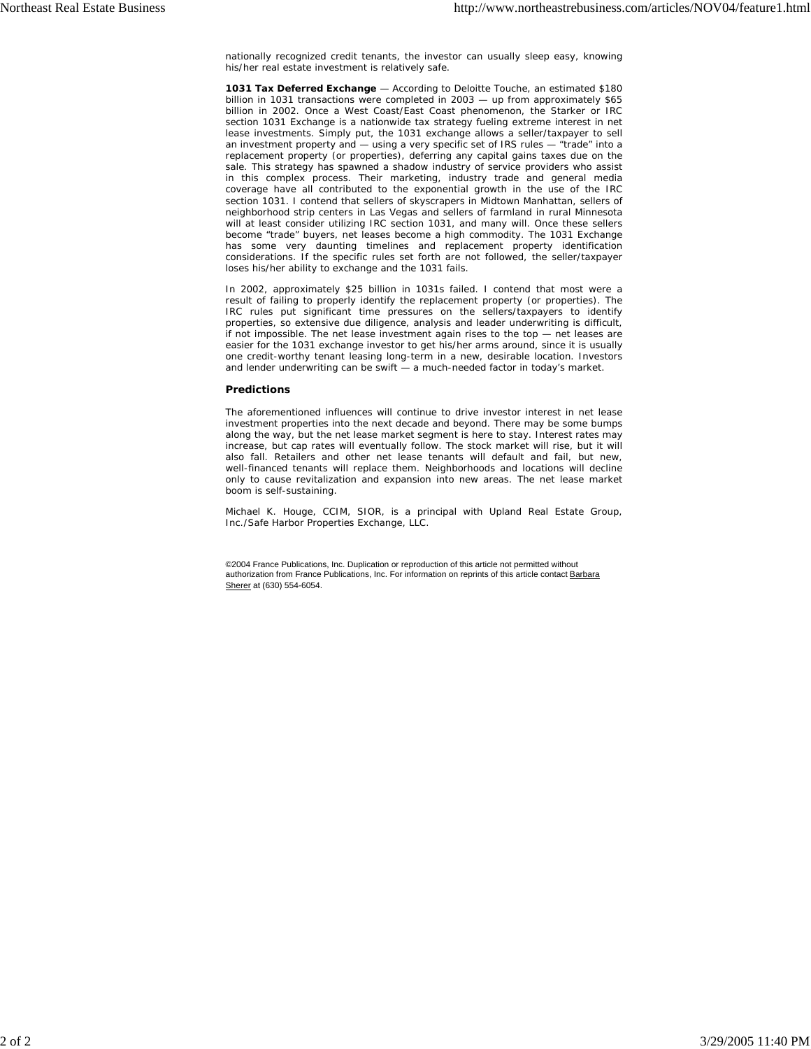nationally recognized credit tenants, the investor can usually sleep easy, knowing his/her real estate investment is relatively safe.

**1031 Tax Deferred Exchange** — According to Deloitte Touche, an estimated $180 billion in 1031 transactions were completed in 2003 — up from approximately $65 billion in 2002. Once a West Coast/East Coast phenomenon, the Starker or IRC section 1031 Exchange is a nationwide tax strategy fueling extreme interest in net lease investments. Simply put, the 1031 exchange allows a seller/taxpayer to sell an investment property and — using a very specific set of IRS rules — "trade" into a replacement property (or properties), deferring any capital gains taxes due on the sale. This strategy has spawned a shadow industry of service providers who assist in this complex process. Their marketing, industry trade and general media coverage have all contributed to the exponential growth in the use of the IRC section 1031. I contend that sellers of skyscrapers in Midtown Manhattan, sellers of neighborhood strip centers in Las Vegas and sellers of farmland in rural Minnesota will at least consider utilizing IRC section 1031, and many will. Once these sellers become "trade" buyers, net leases become a high commodity. The 1031 Exchange has some very daunting timelines and replacement property identification considerations. If the specific rules set forth are not followed, the seller/taxpayer loses his/her ability to exchange and the 1031 fails.

In 2002, approximately $25 billion in 1031s failed. I contend that most were a result of failing to properly identify the replacement property (or properties). The IRC rules put significant time pressures on the sellers/taxpayers to identify properties, so extensive due diligence, analysis and leader underwriting is difficult, if not impossible. The net lease investment again rises to the top — net leases are easier for the 1031 exchange investor to get his/her arms around, since it is usually one credit-worthy tenant leasing long-term in a new, desirable location. Investors and lender underwriting can be swift — a much-needed factor in today's market.

### Predictions

The aforementioned influences will continue to drive investor interest in net lease investment properties into the next decade and beyond. There may be some bumps along the way, but the net lease market segment is here to stay. Interest rates may increase, but cap rates will eventually follow. The stock market will rise, but it will also fall. Retailers and other net lease tenants will default and fail, but new, well-financed tenants will replace them. Neighborhoods and locations will decline only to cause revitalization and expansion into new areas. The net lease market boom is self-sustaining.

Michael K. Houge, CCIM, SIOR, is a principal with Upland Real Estate Group, Inc./Safe Harbor Properties Exchange, LLC.

©2004 France Publications, Inc. Duplication or reproduction of this article not permitted without authorization from France Publications, Inc. For information on reprints of this article contact Barbara Sherer at (630) 554-6054.